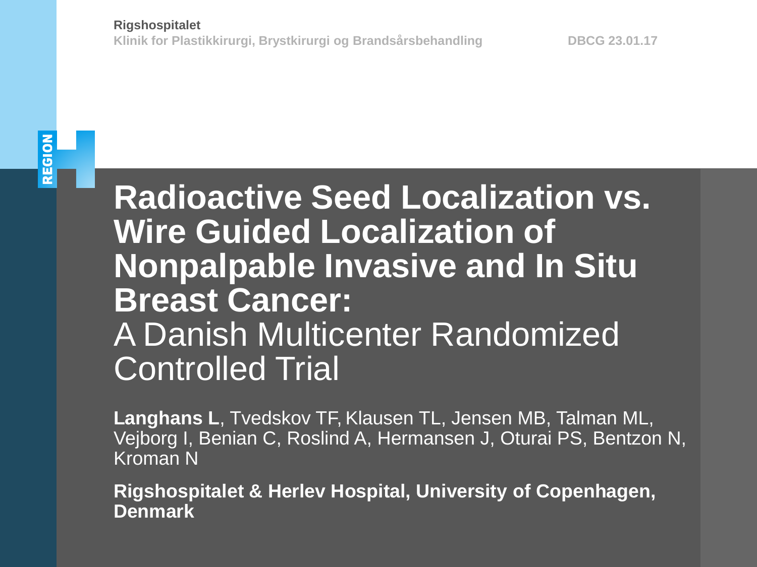Rigshospitalet
Klinik for Plastikkirurgi, Brystkirurgi og Brandsårsbehandling DBCG 23.01.17

# Radioactive Seed Localization vs. Wire Guided Localization of Nonpalpable Invasive and In Situ Breast Cancer:

## A Danish Multicenter Randomized Controlled Trial

**Langhans L**, Tvedskov TF, Klausen TL, Jensen MB, Talman ML, Vejborg I, Benian C, Roslind A, Hermansen J, Oturai PS, Bentzon N, Kroman N

**Rigshospitalet & Herlev Hospital, University of Copenhagen, Denmark**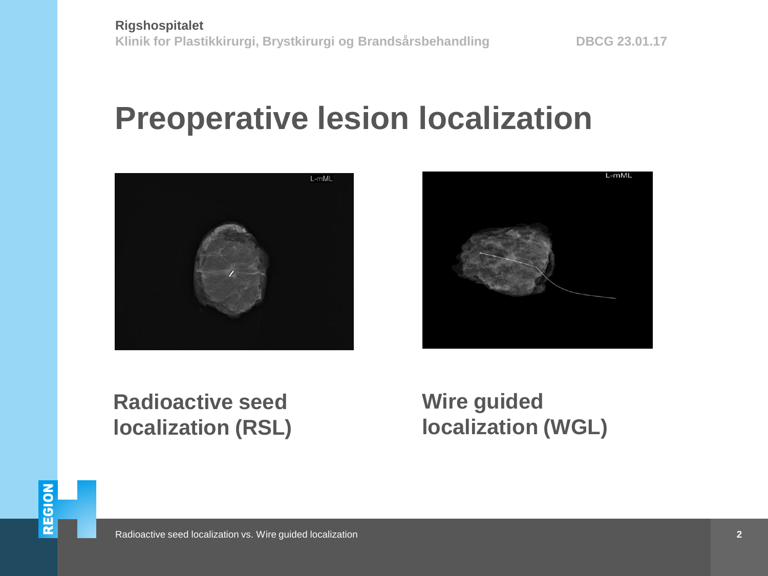# Preoperative lesion localization

**Radioactive seed localization (RSL)**

**Wire guided localization (WGL)**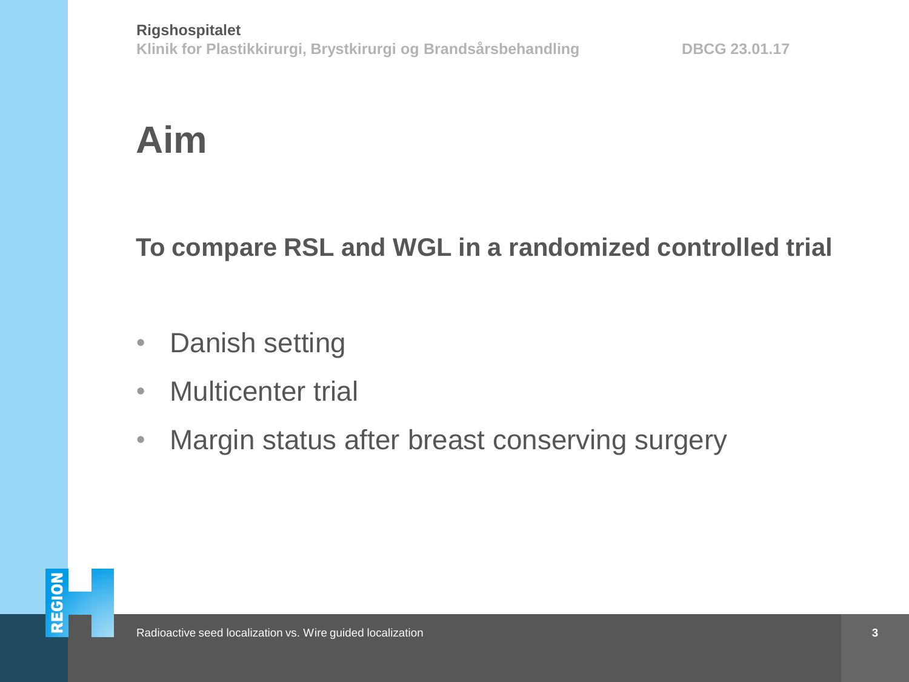# Aim

**To compare RSL and WGL in a randomized controlled trial**

- Danish setting
- Multicenter trial
- Margin status after breast conserving surgery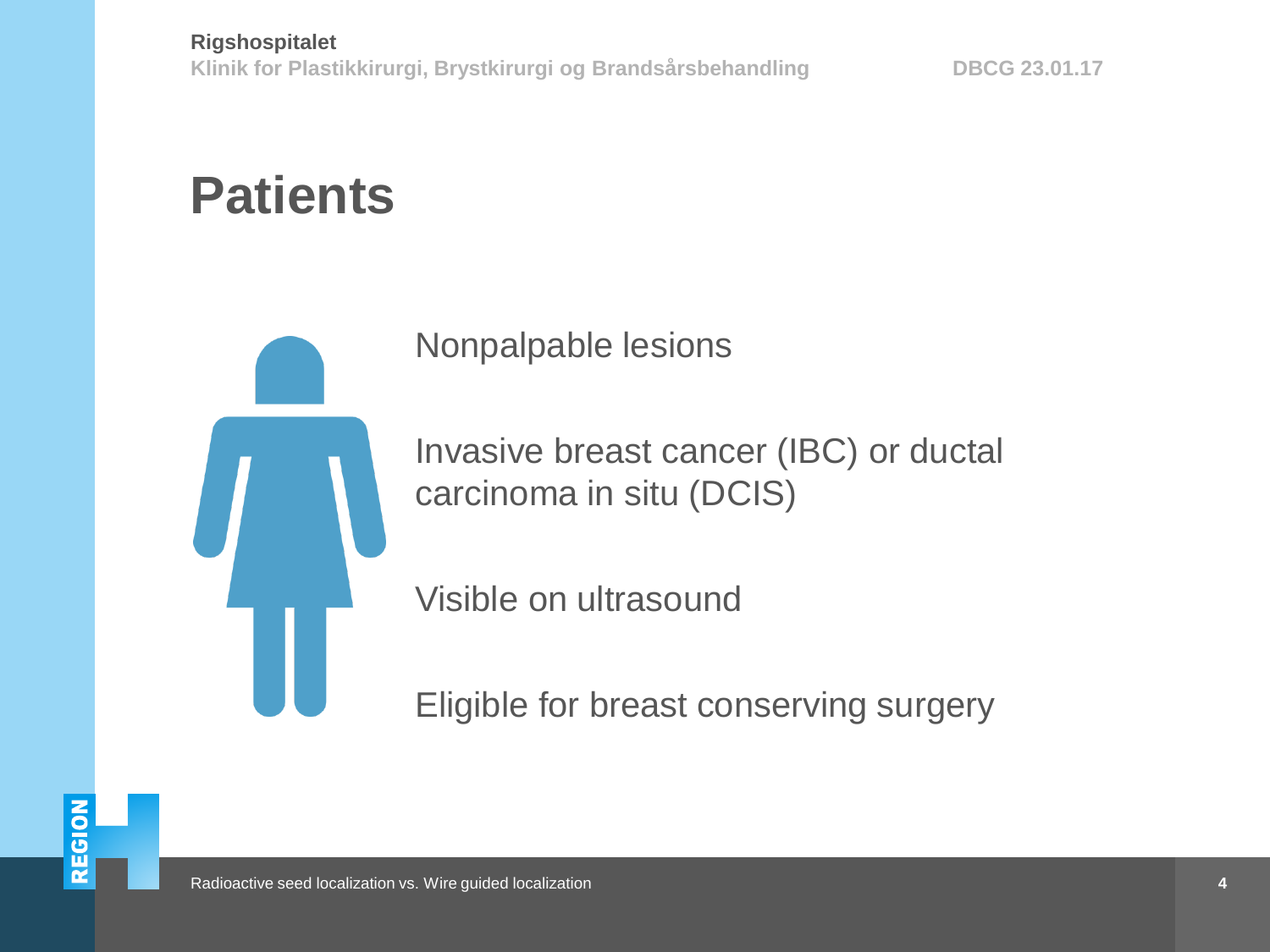# Patients

Nonpalpable lesions

Invasive breast cancer (IBC) or ductal carcinoma in situ (DCIS)

Visible on ultrasound

Eligible for breast conserving surgery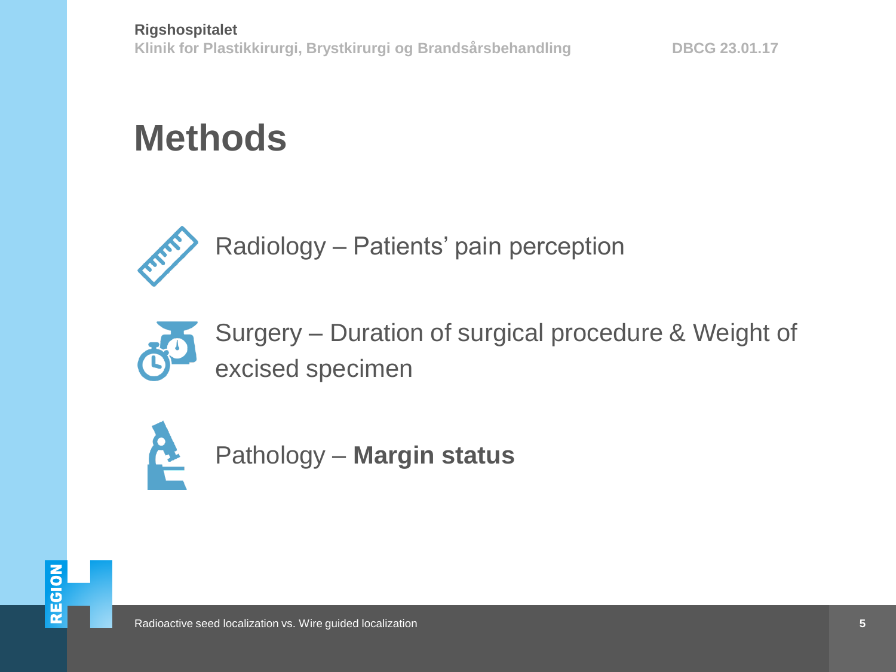# Methods

- Radiology – Patients' pain perception
- Surgery – Duration of surgical procedure & Weight of excised specimen
- Pathology – **Margin status**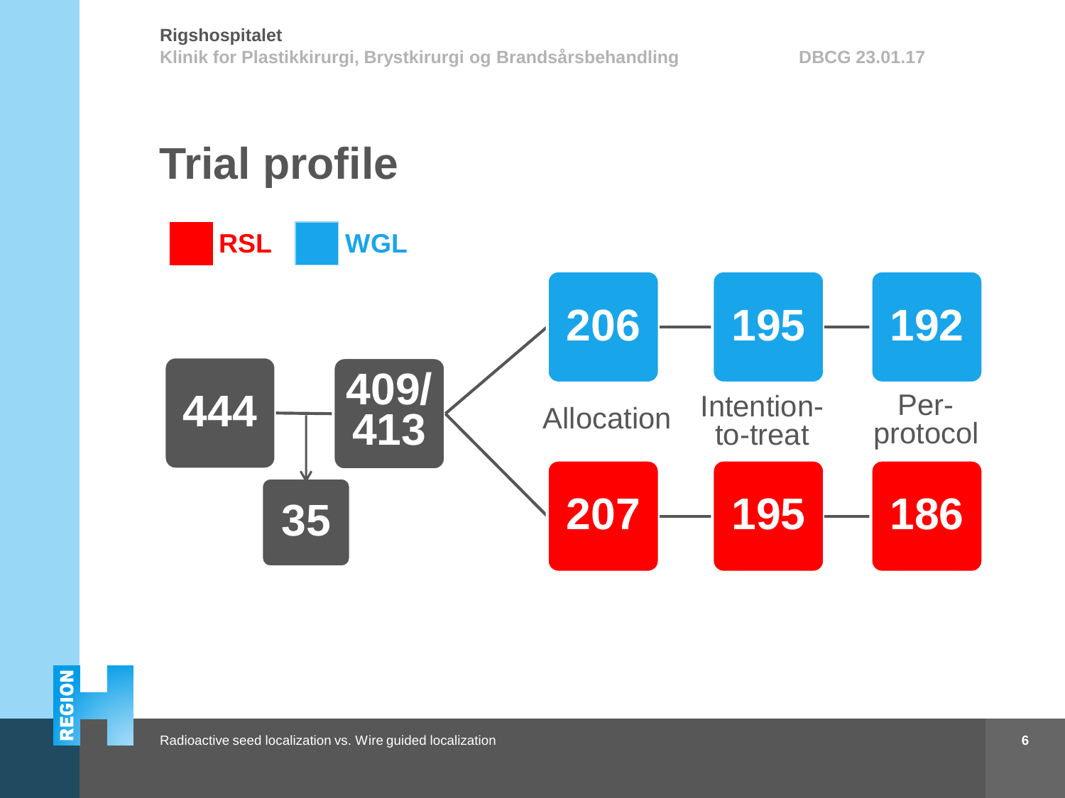# Trial profile

**RSL** **WGL**

| | Allocation | Intention-to-treat | Per-protocol |
|---|---|---|---|
| WGL | 206 | 195 | 192 |
| RSL | 207 | 195 | 186 |

444 → 409/413 (35 excluded)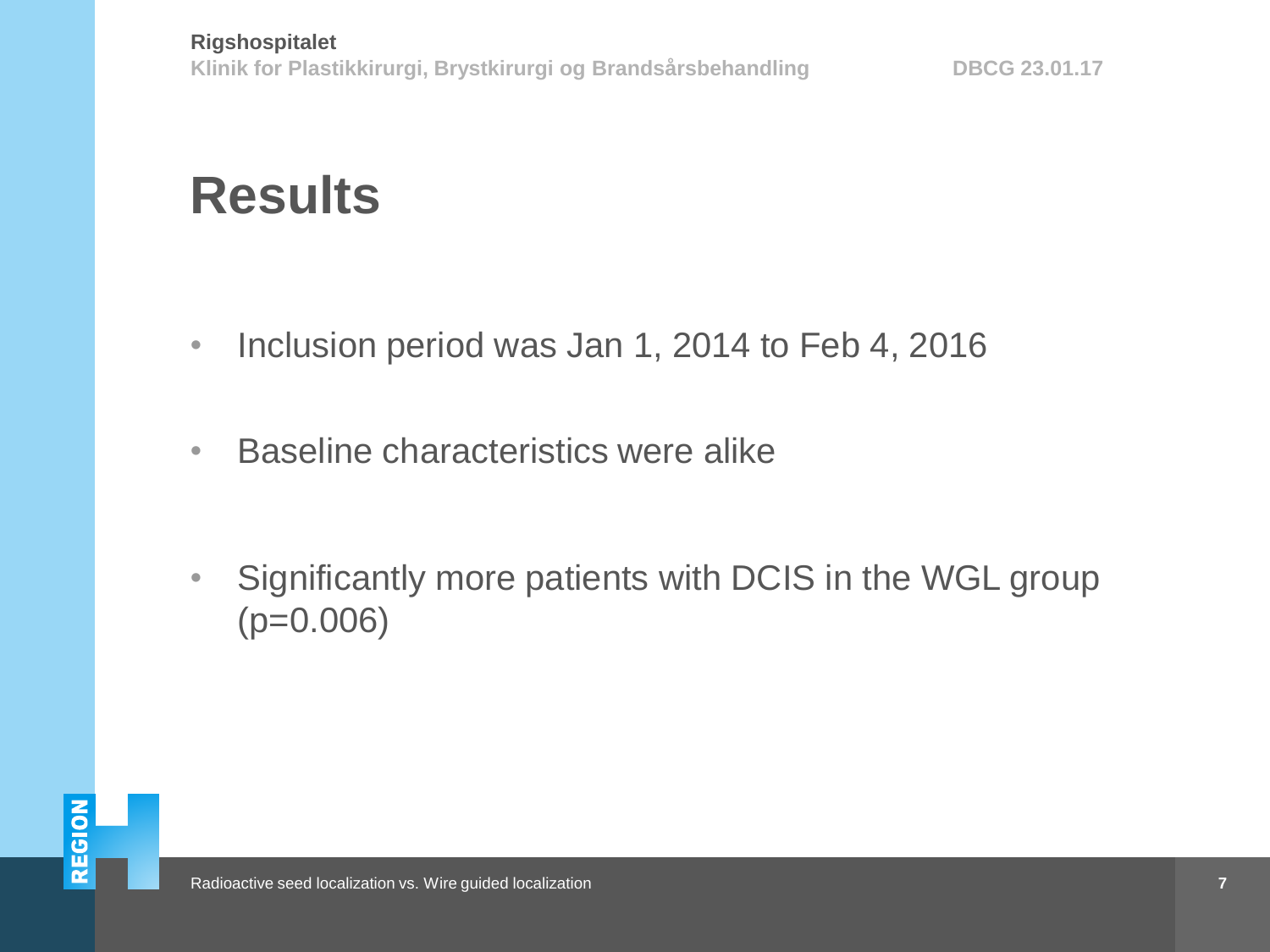# Results

- Inclusion period was Jan 1, 2014 to Feb 4, 2016
- Baseline characteristics were alike
- Significantly more patients with DCIS in the WGL group ($p=0.006$)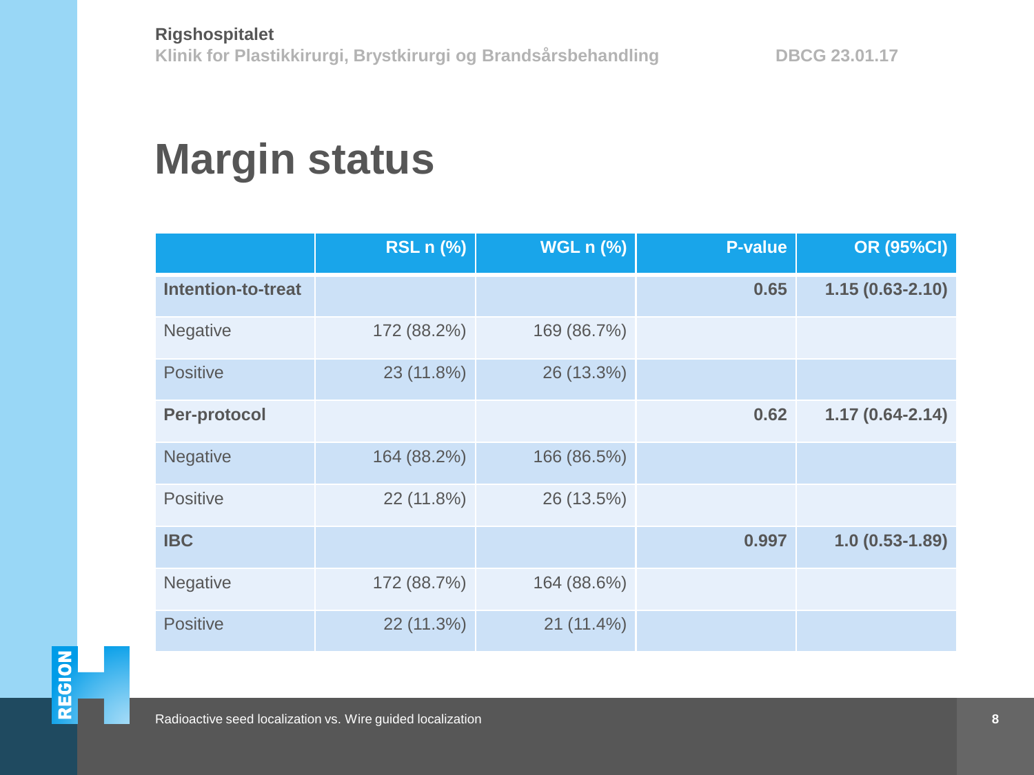# Margin status

| | RSL n (%) | WGL n (%) | P-value | OR (95%CI) |
|---|---|---|---|---|
| **Intention-to-treat** | | | **0.65** | **1.15 (0.63-2.10)** |
| Negative | 172 (88.2%) | 169 (86.7%) | | |
| Positive | 23 (11.8%) | 26 (13.3%) | | |
| **Per-protocol** | | | **0.62** | **1.17 (0.64-2.14)** |
| Negative | 164 (88.2%) | 166 (86.5%) | | |
| Positive | 22 (11.8%) | 26 (13.5%) | | |
| **IBC** | | | **0.997** | **1.0 (0.53-1.89)** |
| Negative | 172 (88.7%) | 164 (88.6%) | | |
| Positive | 22 (11.3%) | 21 (11.4%) | | |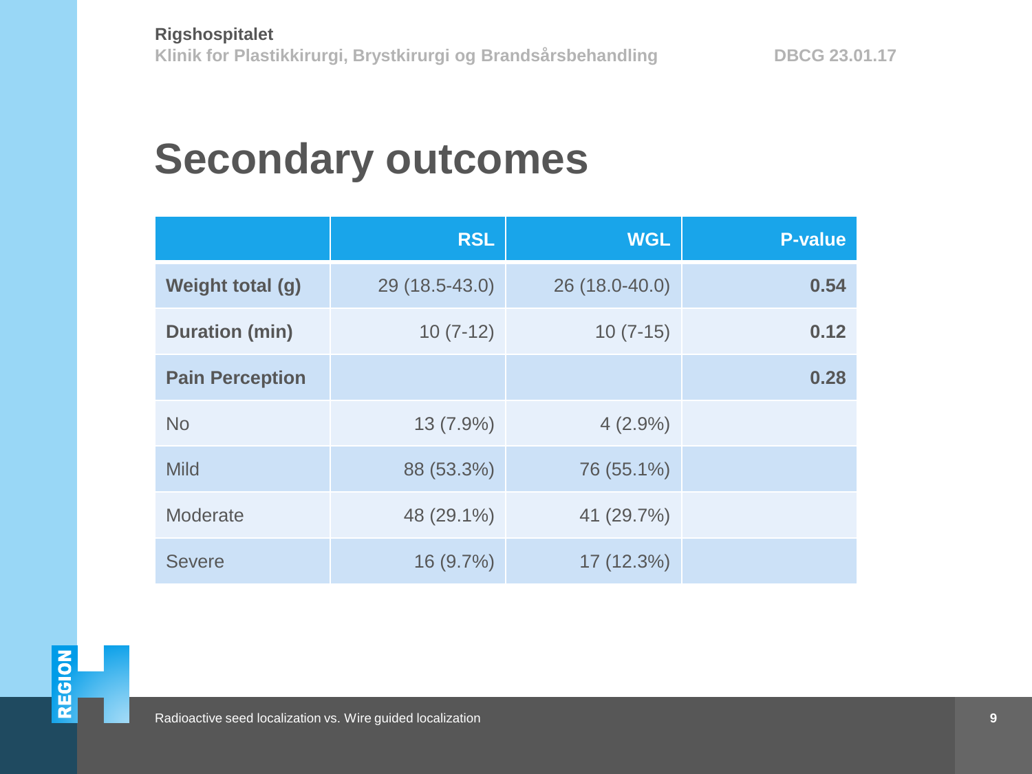# Secondary outcomes

| | RSL | WGL | P-value |
|---|---|---|---|
| **Weight total (g)** | 29 (18.5-43.0) | 26 (18.0-40.0) | **0.54** |
| **Duration (min)** | 10 (7-12) | 10 (7-15) | **0.12** |
| **Pain Perception** | | | **0.28** |
| No | 13 (7.9%) | 4 (2.9%) | |
| Mild | 88 (53.3%) | 76 (55.1%) | |
| Moderate | 48 (29.1%) | 41 (29.7%) | |
| Severe | 16 (9.7%) | 17 (12.3%) | |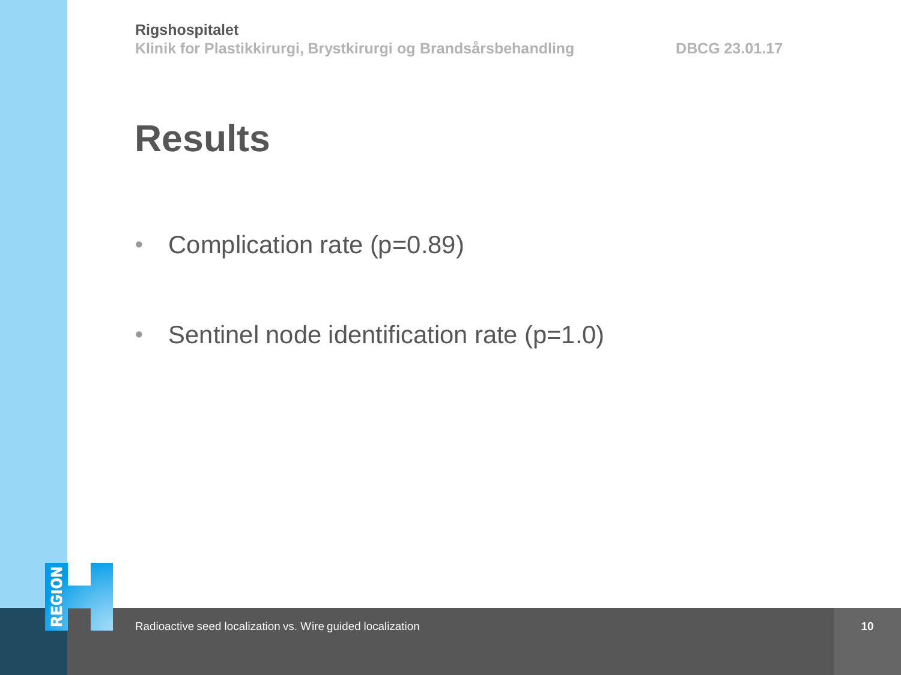# Results

- Complication rate ($p=0.89$)
- Sentinel node identification rate ($p=1.0$)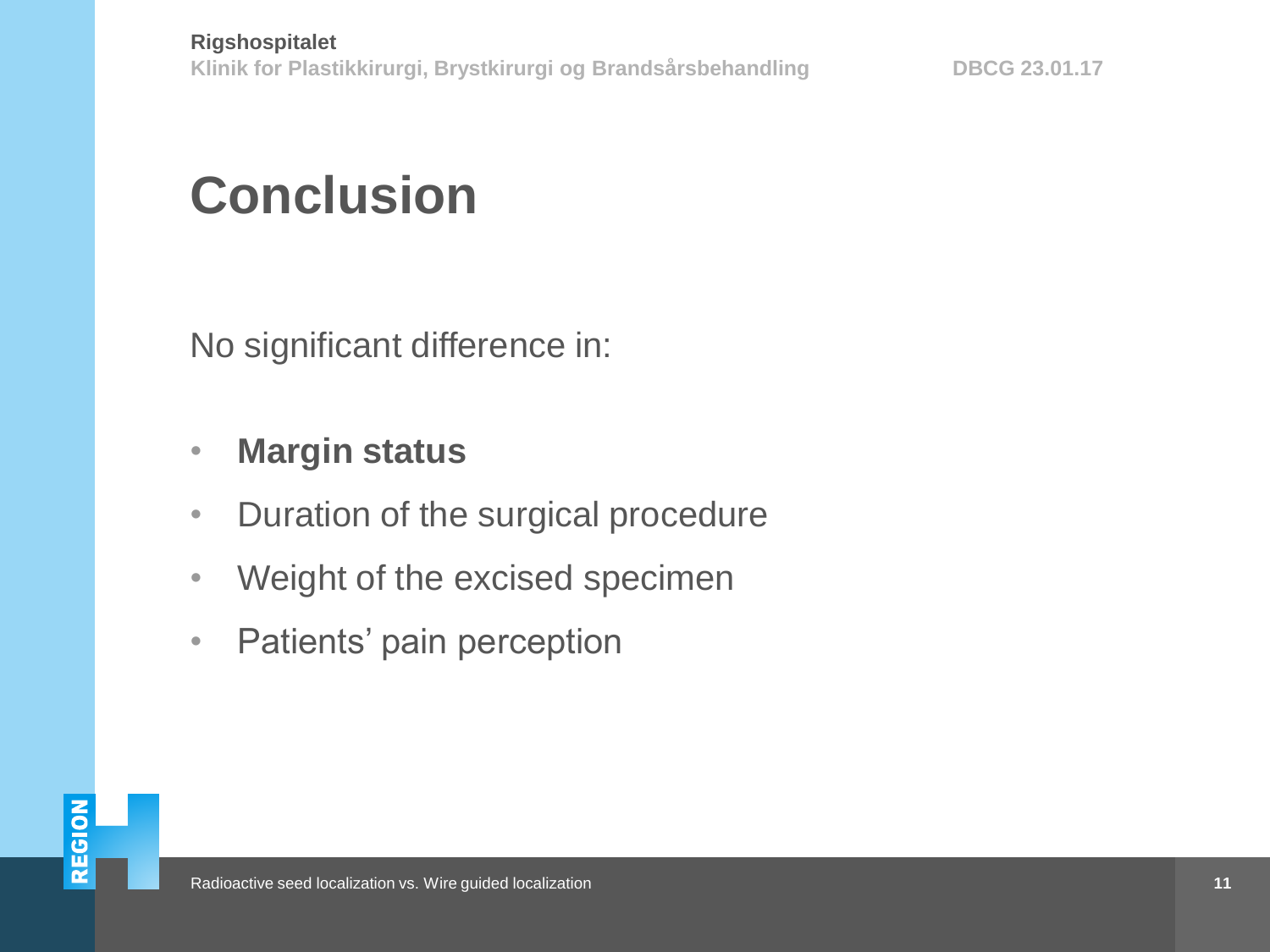# Conclusion

No significant difference in:

- **Margin status**
- Duration of the surgical procedure
- Weight of the excised specimen
- Patients' pain perception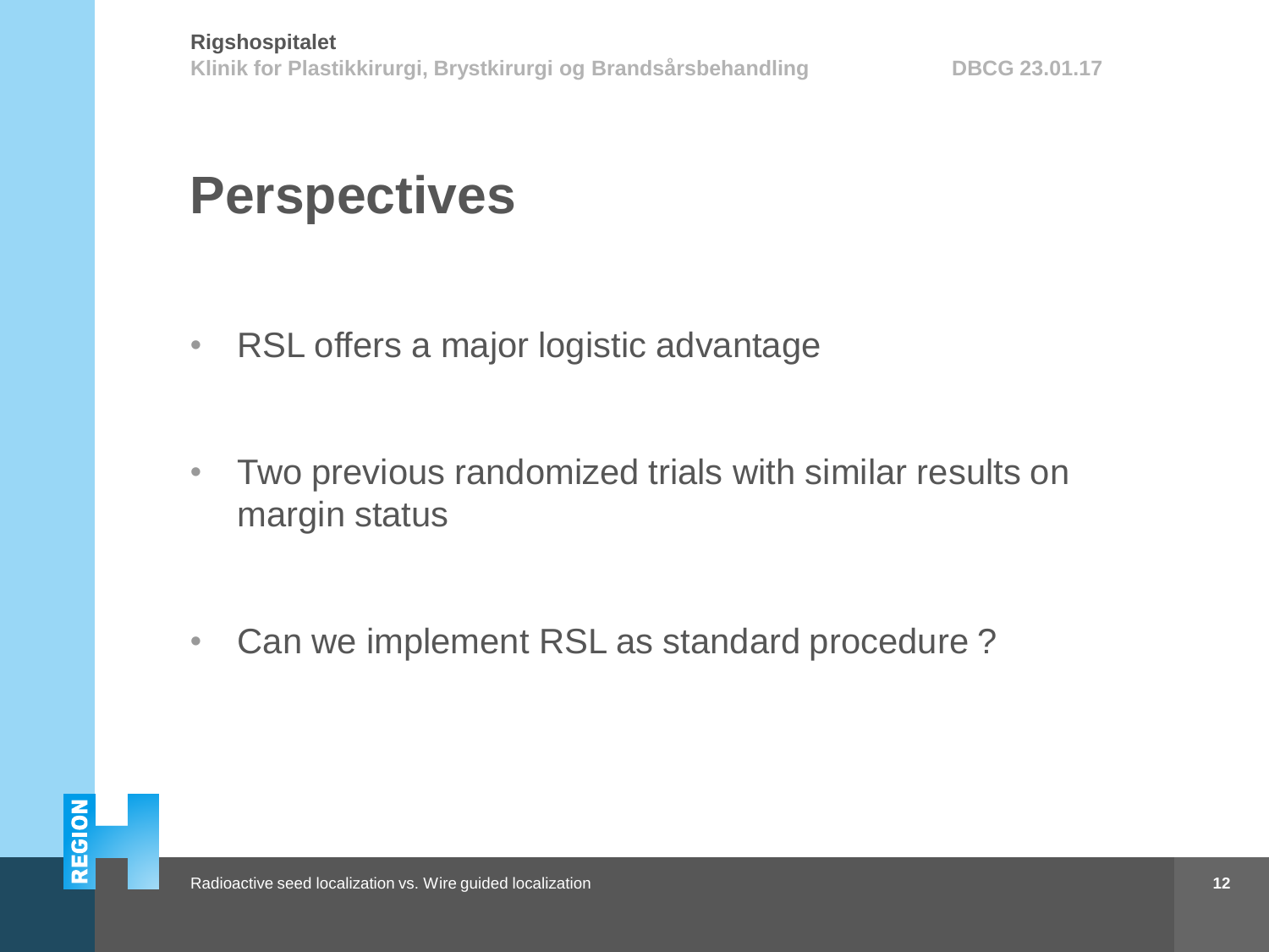# Perspectives

- RSL offers a major logistic advantage
- Two previous randomized trials with similar results on margin status
- Can we implement RSL as standard procedure ?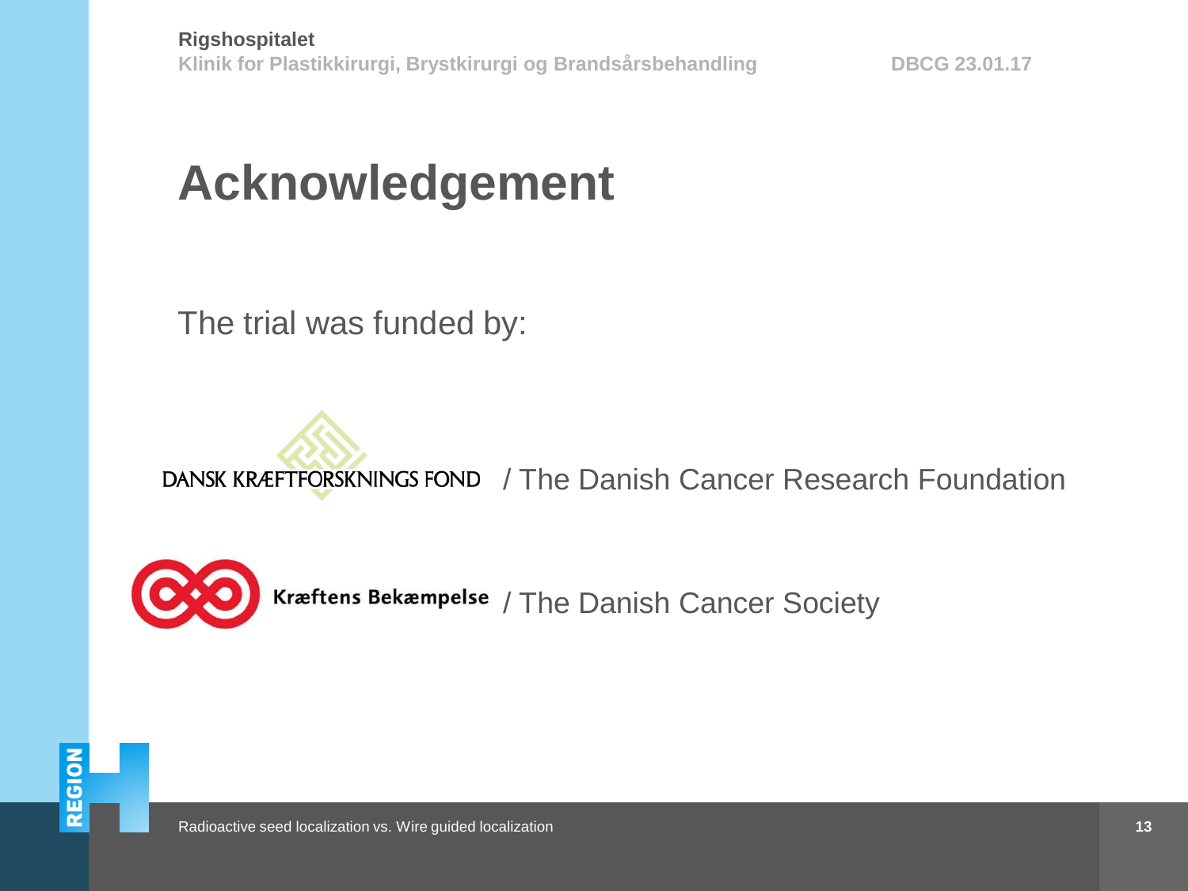# Acknowledgement

The trial was funded by:

DANSK KRÆFTFORSKNINGS FOND / The Danish Cancer Research Foundation

Kræftens Bekæmpelse / The Danish Cancer Society